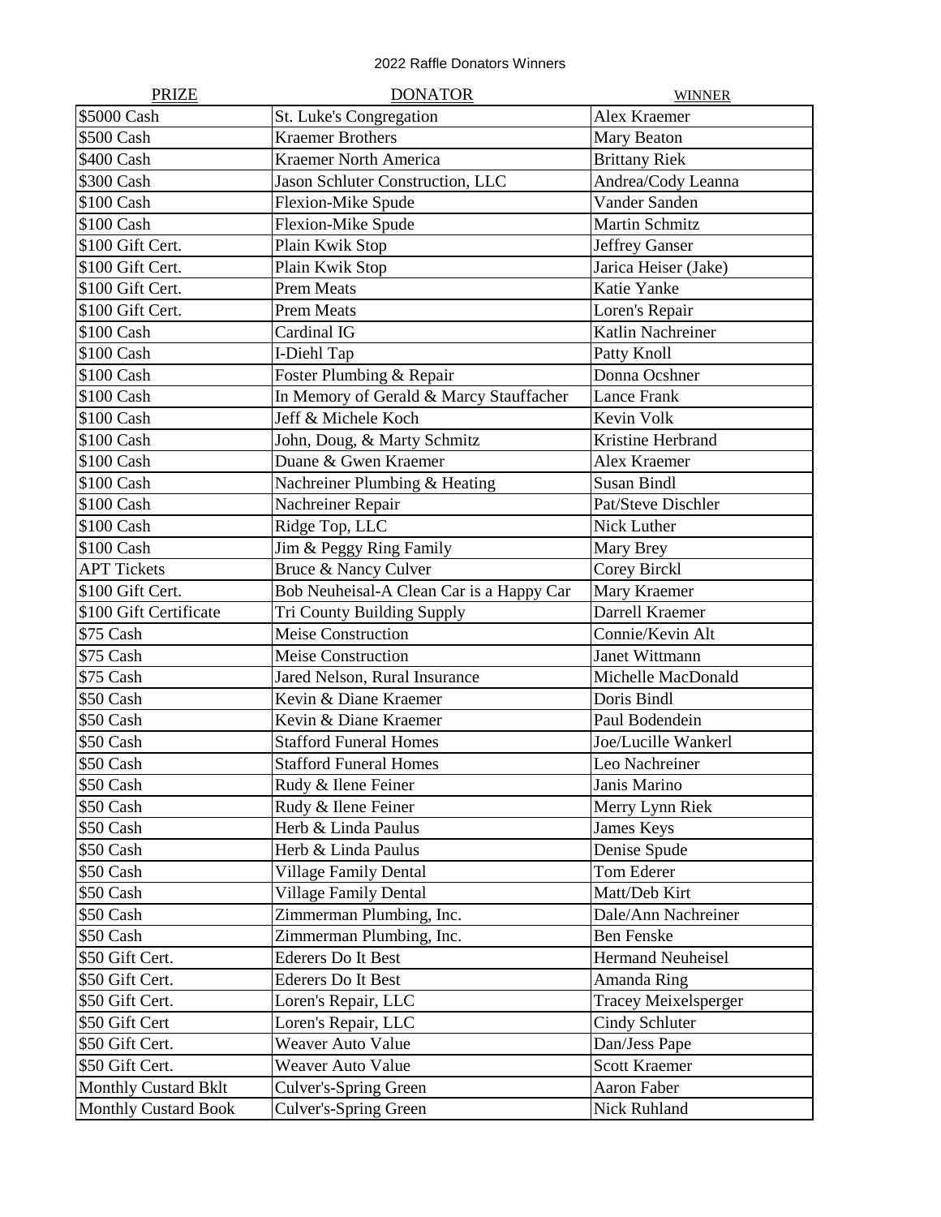2022 Raffle Donators Winners

| PRIZE | DONATOR | WINNER |
|---|---|---|
| $5000 Cash | St. Luke's Congregation | Alex Kraemer |
| $500 Cash | Kraemer Brothers | Mary Beaton |
| $400 Cash | Kraemer North America | Brittany Riek |
| $300 Cash | Jason Schluter Construction, LLC | Andrea/Cody Leanna |
| $100 Cash | Flexion-Mike Spude | Vander Sanden |
| $100 Cash | Flexion-Mike Spude | Martin Schmitz |
| $100 Gift Cert. | Plain Kwik Stop | Jeffrey Ganser |
| $100 Gift Cert. | Plain Kwik Stop | Jarica Heiser (Jake) |
| $100 Gift Cert. | Prem Meats | Katie Yanke |
| $100 Gift Cert. | Prem Meats | Loren's Repair |
| $100 Cash | Cardinal IG | Katlin Nachreiner |
| $100 Cash | I-Diehl Tap | Patty Knoll |
| $100 Cash | Foster Plumbing & Repair | Donna Ocshner |
| $100 Cash | In Memory of Gerald & Marcy Stauffacher | Lance Frank |
| $100 Cash | Jeff & Michele Koch | Kevin Volk |
| $100 Cash | John, Doug, & Marty Schmitz | Kristine Herbrand |
| $100 Cash | Duane & Gwen Kraemer | Alex Kraemer |
| $100 Cash | Nachreiner Plumbing & Heating | Susan Bindl |
| $100 Cash | Nachreiner Repair | Pat/Steve Dischler |
| $100 Cash | Ridge Top, LLC | Nick Luther |
| $100 Cash | Jim & Peggy Ring Family | Mary Brey |
| APT Tickets | Bruce & Nancy Culver | Corey Birckl |
| $100 Gift Cert. | Bob Neuheisal-A Clean Car is a Happy Car | Mary Kraemer |
| $100 Gift Certificate | Tri County Building Supply | Darrell Kraemer |
| $75 Cash | Meise Construction | Connie/Kevin Alt |
| $75 Cash | Meise Construction | Janet Wittmann |
| $75 Cash | Jared Nelson, Rural Insurance | Michelle MacDonald |
| $50 Cash | Kevin & Diane Kraemer | Doris Bindl |
| $50 Cash | Kevin & Diane Kraemer | Paul Bodendein |
| $50 Cash | Stafford Funeral Homes | Joe/Lucille Wankerl |
| $50 Cash | Stafford Funeral Homes | Leo Nachreiner |
| $50 Cash | Rudy & Ilene Feiner | Janis Marino |
| $50 Cash | Rudy & Ilene Feiner | Merry Lynn Riek |
| $50 Cash | Herb & Linda Paulus | James Keys |
| $50 Cash | Herb & Linda Paulus | Denise Spude |
| $50 Cash | Village Family Dental | Tom Ederer |
| $50 Cash | Village Family Dental | Matt/Deb Kirt |
| $50 Cash | Zimmerman Plumbing, Inc. | Dale/Ann Nachreiner |
| $50 Cash | Zimmerman Plumbing, Inc. | Ben Fenske |
| $50 Gift Cert. | Ederers Do It Best | Hermand Neuheisel |
| $50 Gift Cert. | Ederers Do It Best | Amanda Ring |
| $50 Gift Cert. | Loren's Repair, LLC | Tracey Meixelsperger |
| $50 Gift Cert | Loren's Repair, LLC | Cindy Schluter |
| $50 Gift Cert. | Weaver Auto Value | Dan/Jess Pape |
| $50 Gift Cert. | Weaver Auto Value | Scott Kraemer |
| Monthly Custard Bklt | Culver's-Spring Green | Aaron Faber |
| Monthly Custard Book | Culver's-Spring Green | Nick Ruhland |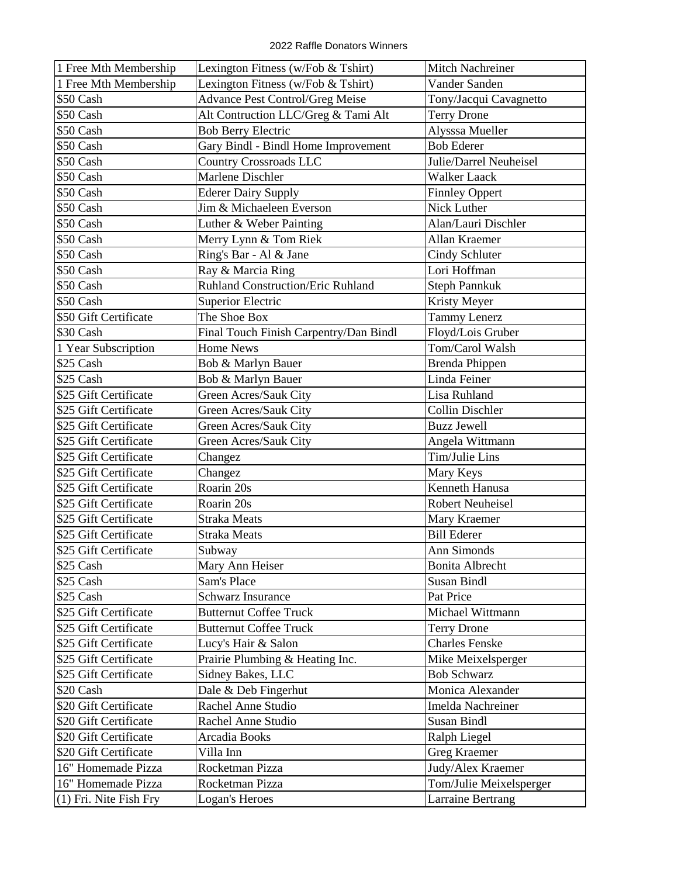2022 Raffle Donators Winners

| | | |
|---|---|---|
| 1 Free Mth Membership | Lexington Fitness (w/Fob & Tshirt) | Mitch Nachreiner |
| 1 Free Mth Membership | Lexington Fitness (w/Fob & Tshirt) | Vander Sanden |
| $50 Cash | Advance Pest Control/Greg Meise | Tony/Jacqui Cavagnetto |
| $50 Cash | Alt Contruction LLC/Greg & Tami Alt | Terry Drone |
| $50 Cash | Bob Berry Electric | Alysssa Mueller |
| $50 Cash | Gary Bindl - Bindl Home Improvement | Bob Ederer |
| $50 Cash | Country Crossroads LLC | Julie/Darrel Neuheisel |
| $50 Cash | Marlene Dischler | Walker Laack |
| $50 Cash | Ederer Dairy Supply | Finnley Oppert |
| $50 Cash | Jim & Michaeleen Everson | Nick Luther |
| $50 Cash | Luther & Weber Painting | Alan/Lauri Dischler |
| $50 Cash | Merry Lynn & Tom Riek | Allan Kraemer |
| $50 Cash | Ring's Bar - Al & Jane | Cindy Schluter |
| $50 Cash | Ray & Marcia Ring | Lori Hoffman |
| $50 Cash | Ruhland Construction/Eric Ruhland | Steph Pannkuk |
| $50 Cash | Superior Electric | Kristy Meyer |
| $50 Gift Certificate | The Shoe Box | Tammy Lenerz |
| $30 Cash | Final Touch Finish Carpentry/Dan Bindl | Floyd/Lois Gruber |
| 1 Year Subscription | Home News | Tom/Carol Walsh |
| $25 Cash | Bob & Marlyn Bauer | Brenda Phippen |
| $25 Cash | Bob & Marlyn Bauer | Linda Feiner |
| $25 Gift Certificate | Green Acres/Sauk City | Lisa Ruhland |
| $25 Gift Certificate | Green Acres/Sauk City | Collin Dischler |
| $25 Gift Certificate | Green Acres/Sauk City | Buzz Jewell |
| $25 Gift Certificate | Green Acres/Sauk City | Angela Wittmann |
| $25 Gift Certificate | Changez | Tim/Julie Lins |
| $25 Gift Certificate | Changez | Mary Keys |
| $25 Gift Certificate | Roarin 20s | Kenneth Hanusa |
| $25 Gift Certificate | Roarin 20s | Robert Neuheisel |
| $25 Gift Certificate | Straka Meats | Mary Kraemer |
| $25 Gift Certificate | Straka Meats | Bill Ederer |
| $25 Gift Certificate | Subway | Ann Simonds |
| $25 Cash | Mary Ann Heiser | Bonita Albrecht |
| $25 Cash | Sam's Place | Susan Bindl |
| $25 Cash | Schwarz Insurance | Pat Price |
| $25 Gift Certificate | Butternut Coffee Truck | Michael Wittmann |
| $25 Gift Certificate | Butternut Coffee Truck | Terry Drone |
| $25 Gift Certificate | Lucy's Hair & Salon | Charles Fenske |
| $25 Gift Certificate | Prairie Plumbing & Heating Inc. | Mike Meixelsperger |
| $25 Gift Certificate | Sidney Bakes, LLC | Bob Schwarz |
| $20 Cash | Dale & Deb Fingerhut | Monica Alexander |
| $20 Gift Certificate | Rachel Anne Studio | Imelda Nachreiner |
| $20 Gift Certificate | Rachel Anne Studio | Susan Bindl |
| $20 Gift Certificate | Arcadia Books | Ralph Liegel |
| $20 Gift Certificate | Villa Inn | Greg Kraemer |
| 16" Homemade Pizza | Rocketman Pizza | Judy/Alex Kraemer |
| 16" Homemade Pizza | Rocketman Pizza | Tom/Julie Meixelsperger |
| (1) Fri. Nite Fish Fry | Logan's Heroes | Larraine Bertrang |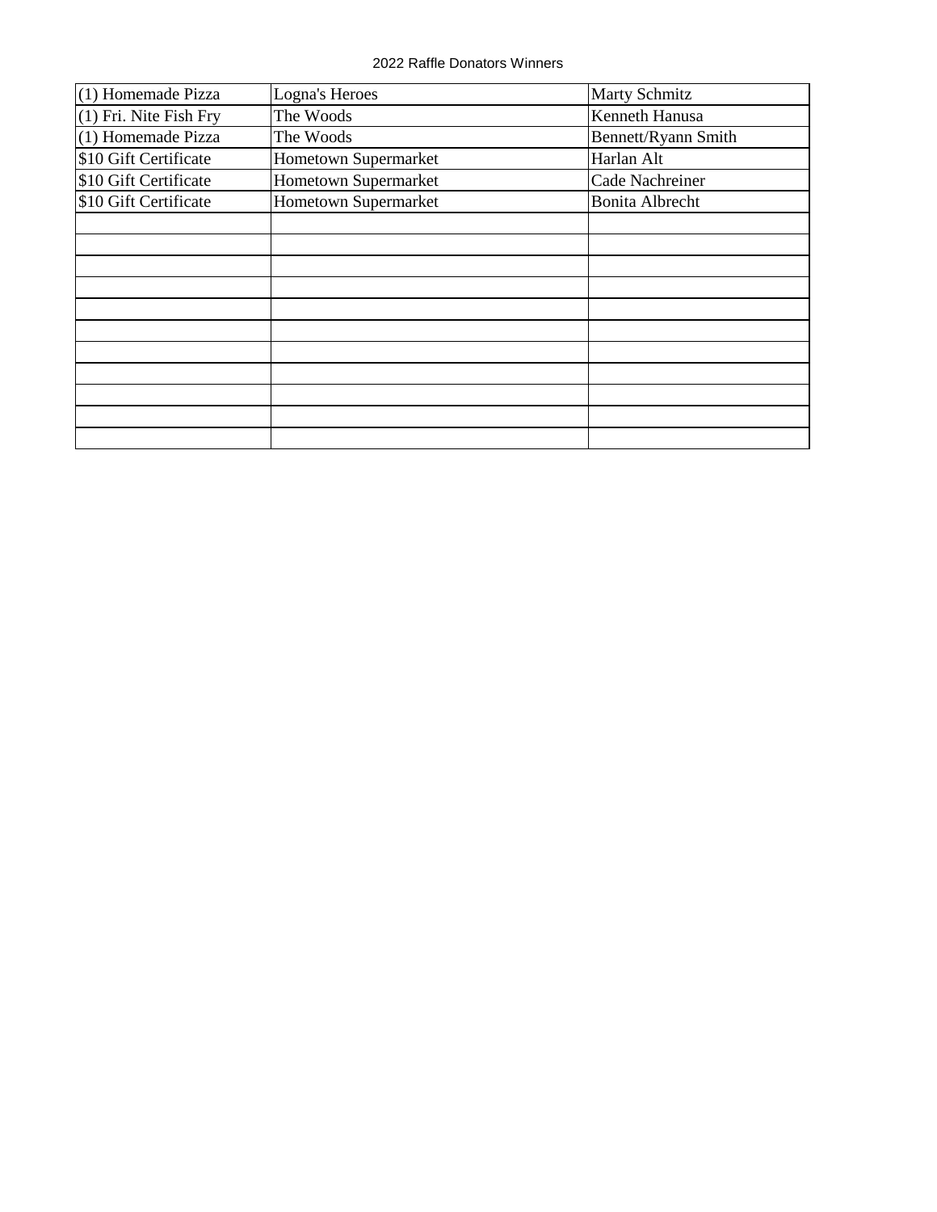2022 Raffle Donators Winners

| | | |
|---|---|---|
| (1) Homemade Pizza | Logna's Heroes | Marty Schmitz |
| (1) Fri. Nite Fish Fry | The Woods | Kenneth Hanusa |
| (1) Homemade Pizza | The Woods | Bennett/Ryann Smith |
| $10 Gift Certificate | Hometown Supermarket | Harlan Alt |
| $10 Gift Certificate | Hometown Supermarket | Cade Nachreiner |
| $10 Gift Certificate | Hometown Supermarket | Bonita Albrecht |
| | | |
| | | |
| | | |
| | | |
| | | |
| | | |
| | | |
| | | |
| | | |
| | | |
| | | |